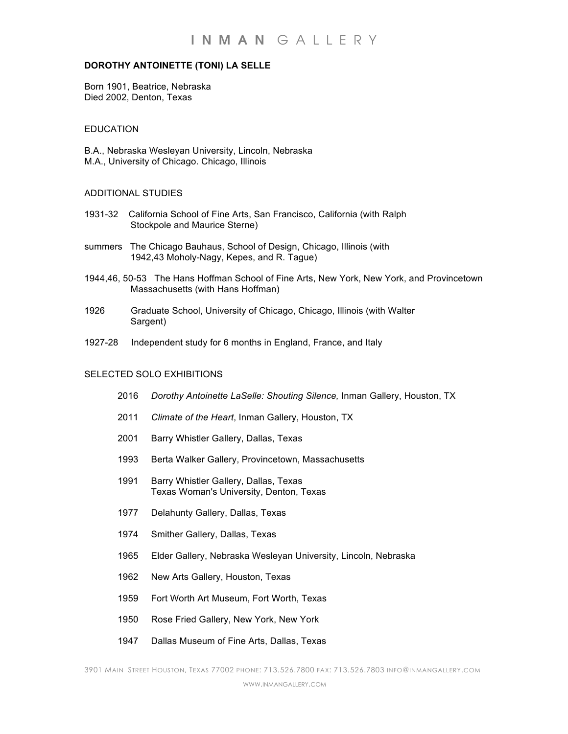# INMAN GALLERY

**DOROTHY ANTOINETTE (TONI) LA SELLE**

Born 1901, Beatrice, Nebraska
Died 2002, Denton, Texas

## EDUCATION

B.A., Nebraska Wesleyan University, Lincoln, Nebraska
M.A., University of Chicago. Chicago, Illinois

## ADDITIONAL STUDIES

1931-32 California School of Fine Arts, San Francisco, California (with Ralph Stockpole and Maurice Sterne)

summers 1942,43 The Chicago Bauhaus, School of Design, Chicago, Illinois (with Moholy-Nagy, Kepes, and R. Tague)

1944,46, 50-53 The Hans Hoffman School of Fine Arts, New York, New York, and Provincetown Massachusetts (with Hans Hoffman)

1926 Graduate School, University of Chicago, Chicago, Illinois (with Walter Sargent)

1927-28 Independent study for 6 months in England, France, and Italy

## SELECTED SOLO EXHIBITIONS

2016 *Dorothy Antoinette LaSelle: Shouting Silence,* Inman Gallery, Houston, TX

2011 *Climate of the Heart*, Inman Gallery, Houston, TX

2001 Barry Whistler Gallery, Dallas, Texas

1993 Berta Walker Gallery, Provincetown, Massachusetts

1991 Barry Whistler Gallery, Dallas, Texas
Texas Woman's University, Denton, Texas

1977 Delahunty Gallery, Dallas, Texas

1974 Smither Gallery, Dallas, Texas

1965 Elder Gallery, Nebraska Wesleyan University, Lincoln, Nebraska

1962 New Arts Gallery, Houston, Texas

1959 Fort Worth Art Museum, Fort Worth, Texas

1950 Rose Fried Gallery, New York, New York

1947 Dallas Museum of Fine Arts, Dallas, Texas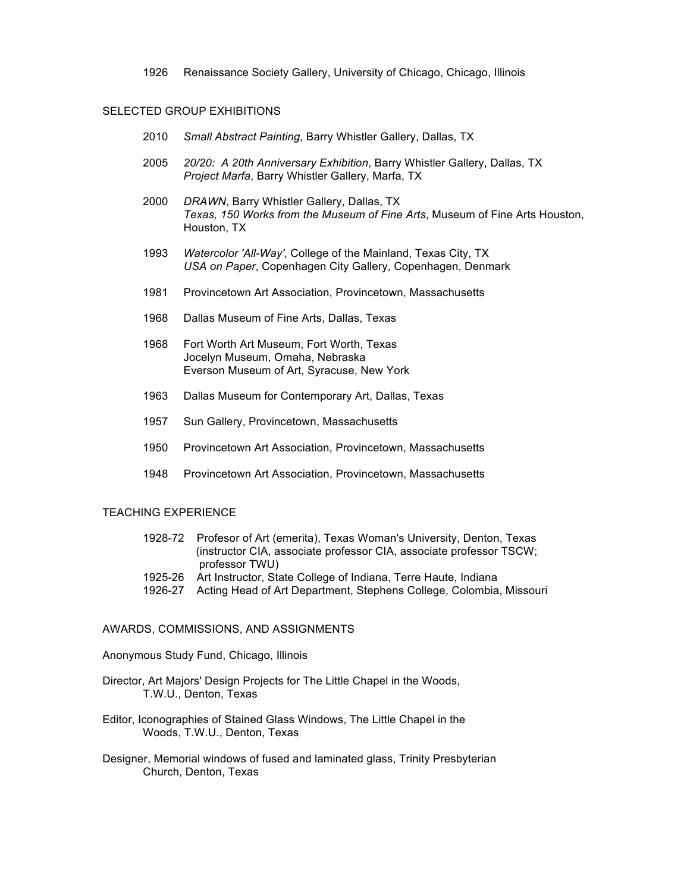1926 Renaissance Society Gallery, University of Chicago, Chicago, Illinois

## SELECTED GROUP EXHIBITIONS

2010 *Small Abstract Painting,* Barry Whistler Gallery, Dallas, TX

2005 *20/20: A 20th Anniversary Exhibition*, Barry Whistler Gallery, Dallas, TX
*Project Marfa*, Barry Whistler Gallery, Marfa, TX

2000 *DRAWN*, Barry Whistler Gallery, Dallas, TX
*Texas, 150 Works from the Museum of Fine Arts*, Museum of Fine Arts Houston, Houston, TX

1993 *Watercolor 'All-Way'*, College of the Mainland, Texas City, TX
*USA on Paper*, Copenhagen City Gallery, Copenhagen, Denmark

1981 Provincetown Art Association, Provincetown, Massachusetts

1968 Dallas Museum of Fine Arts, Dallas, Texas

1968 Fort Worth Art Museum, Fort Worth, Texas
Jocelyn Museum, Omaha, Nebraska
Everson Museum of Art, Syracuse, New York

1963 Dallas Museum for Contemporary Art, Dallas, Texas

1957 Sun Gallery, Provincetown, Massachusetts

1950 Provincetown Art Association, Provincetown, Massachusetts

1948 Provincetown Art Association, Provincetown, Massachusetts

## TEACHING EXPERIENCE

1928-72 Profesor of Art (emerita), Texas Woman's University, Denton, Texas (instructor CIA, associate professor CIA, associate professor TSCW; professor TWU)
1925-26 Art Instructor, State College of Indiana, Terre Haute, Indiana
1926-27 Acting Head of Art Department, Stephens College, Colombia, Missouri

## AWARDS, COMMISSIONS, AND ASSIGNMENTS

Anonymous Study Fund, Chicago, Illinois

Director, Art Majors' Design Projects for The Little Chapel in the Woods, T.W.U., Denton, Texas

Editor, Iconographies of Stained Glass Windows, The Little Chapel in the Woods, T.W.U., Denton, Texas

Designer, Memorial windows of fused and laminated glass, Trinity Presbyterian Church, Denton, Texas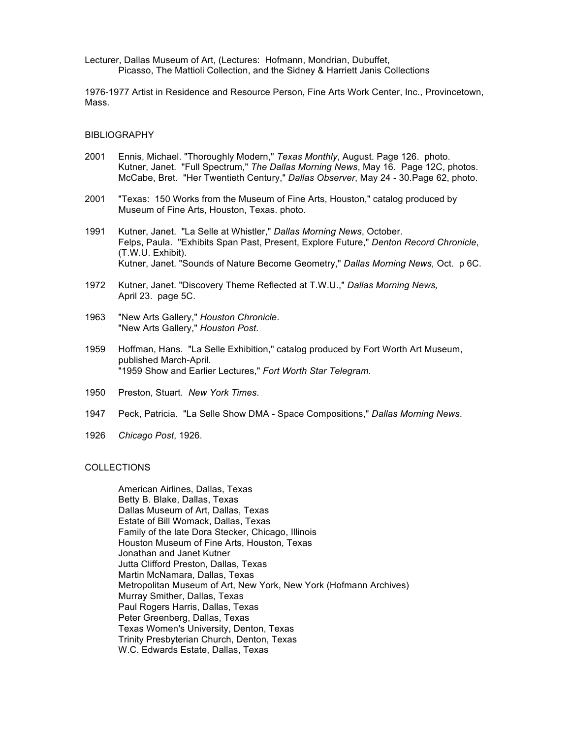Lecturer, Dallas Museum of Art, (Lectures: Hofmann, Mondrian, Dubuffet, Picasso, The Mattioli Collection, and the Sidney & Harriett Janis Collections

1976-1977 Artist in Residence and Resource Person, Fine Arts Work Center, Inc., Provincetown, Mass.

## BIBLIOGRAPHY

2001 Ennis, Michael. "Thoroughly Modern," *Texas Monthly*, August. Page 126. photo.
Kutner, Janet. "Full Spectrum," *The Dallas Morning News*, May 16. Page 12C, photos.
McCabe, Bret. "Her Twentieth Century," *Dallas Observer*, May 24 - 30.Page 62, photo.

2001 "Texas: 150 Works from the Museum of Fine Arts, Houston," catalog produced by Museum of Fine Arts, Houston, Texas. photo.

1991 Kutner, Janet. "La Selle at Whistler," *Dallas Morning News*, October.
Felps, Paula. "Exhibits Span Past, Present, Explore Future," *Denton Record Chronicle*, (T.W.U. Exhibit).
Kutner, Janet. "Sounds of Nature Become Geometry," *Dallas Morning News,* Oct. p 6C.

1972 Kutner, Janet. "Discovery Theme Reflected at T.W.U.," *Dallas Morning News,* April 23. page 5C.

1963 "New Arts Gallery," *Houston Chronicle*.
"New Arts Gallery," *Houston Post*.

1959 Hoffman, Hans. "La Selle Exhibition," catalog produced by Fort Worth Art Museum, published March-April.
"1959 Show and Earlier Lectures," *Fort Worth Star Telegram*.

1950 Preston, Stuart. *New York Times*.

1947 Peck, Patricia. "La Selle Show DMA - Space Compositions," *Dallas Morning News*.

1926 *Chicago Post*, 1926.

## COLLECTIONS

American Airlines, Dallas, Texas
Betty B. Blake, Dallas, Texas
Dallas Museum of Art, Dallas, Texas
Estate of Bill Womack, Dallas, Texas
Family of the late Dora Stecker, Chicago, Illinois
Houston Museum of Fine Arts, Houston, Texas
Jonathan and Janet Kutner
Jutta Clifford Preston, Dallas, Texas
Martin McNamara, Dallas, Texas
Metropolitan Museum of Art, New York, New York (Hofmann Archives)
Murray Smither, Dallas, Texas
Paul Rogers Harris, Dallas, Texas
Peter Greenberg, Dallas, Texas
Texas Women's University, Denton, Texas
Trinity Presbyterian Church, Denton, Texas
W.C. Edwards Estate, Dallas, Texas